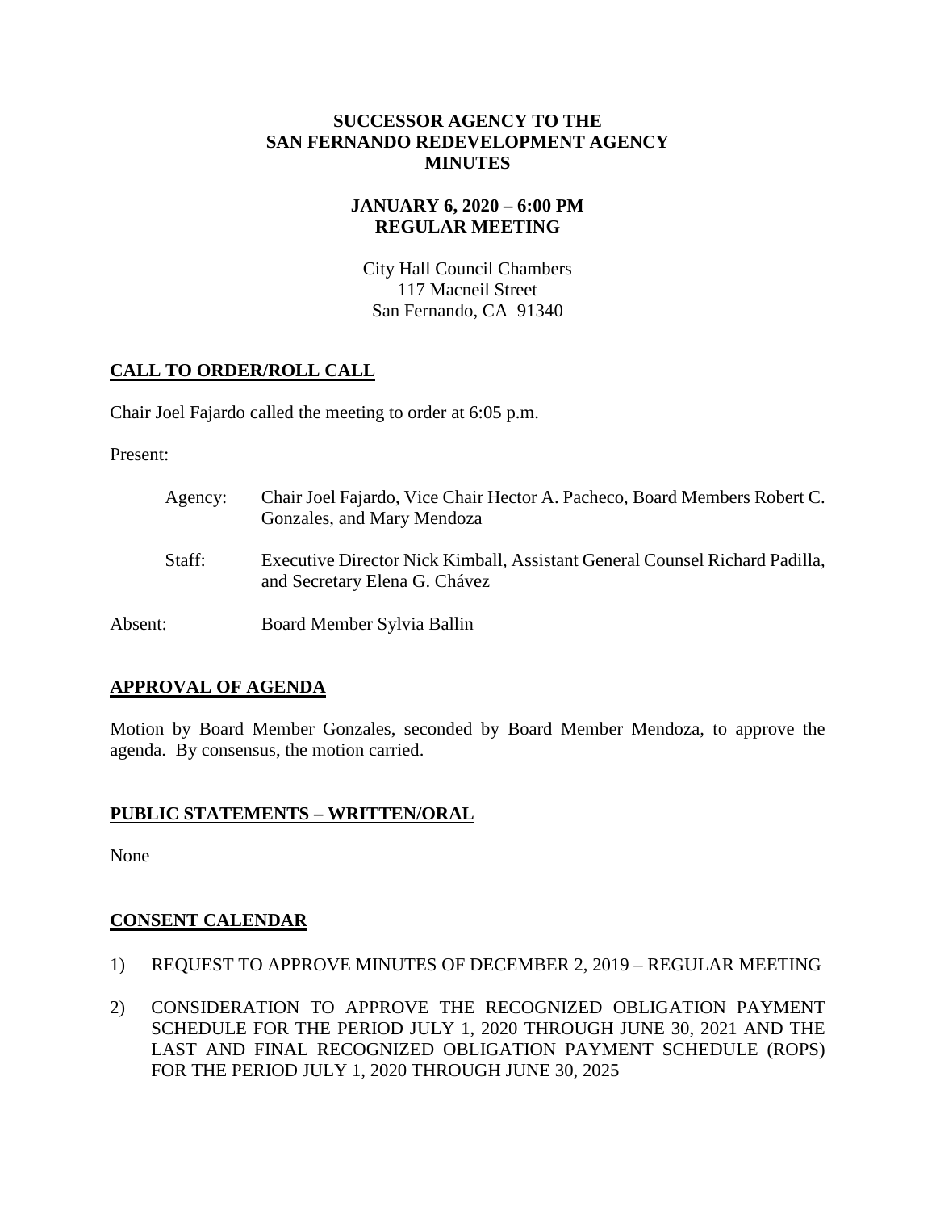**SUCCESSOR AGENCY TO THE**
**SAN FERNANDO REDEVELOPMENT AGENCY**
**MINUTES**

**JANUARY 6, 2020 – 6:00 PM**
**REGULAR MEETING**

City Hall Council Chambers
117 Macneil Street
San Fernando, CA 91340

## CALL TO ORDER/ROLL CALL

Chair Joel Fajardo called the meeting to order at 6:05 p.m.

Present:

Agency: Chair Joel Fajardo, Vice Chair Hector A. Pacheco, Board Members Robert C. Gonzales, and Mary Mendoza

Staff: Executive Director Nick Kimball, Assistant General Counsel Richard Padilla, and Secretary Elena G. Chávez

Absent: Board Member Sylvia Ballin

## APPROVAL OF AGENDA

Motion by Board Member Gonzales, seconded by Board Member Mendoza, to approve the agenda. By consensus, the motion carried.

## PUBLIC STATEMENTS – WRITTEN/ORAL

None

## CONSENT CALENDAR

1) REQUEST TO APPROVE MINUTES OF DECEMBER 2, 2019 – REGULAR MEETING

2) CONSIDERATION TO APPROVE THE RECOGNIZED OBLIGATION PAYMENT SCHEDULE FOR THE PERIOD JULY 1, 2020 THROUGH JUNE 30, 2021 AND THE LAST AND FINAL RECOGNIZED OBLIGATION PAYMENT SCHEDULE (ROPS) FOR THE PERIOD JULY 1, 2020 THROUGH JUNE 30, 2025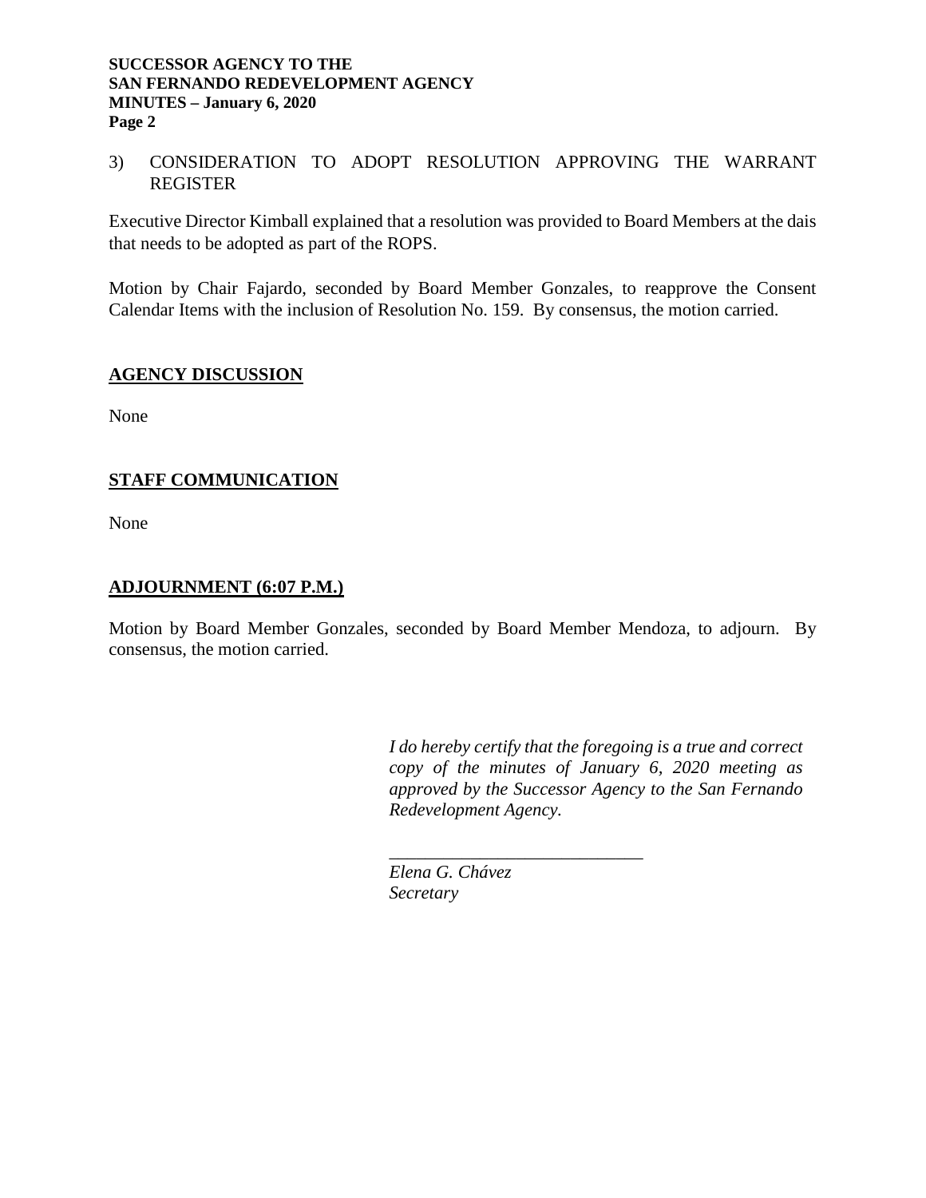3) CONSIDERATION TO ADOPT RESOLUTION APPROVING THE WARRANT REGISTER

Executive Director Kimball explained that a resolution was provided to Board Members at the dais that needs to be adopted as part of the ROPS.

Motion by Chair Fajardo, seconded by Board Member Gonzales, to reapprove the Consent Calendar Items with the inclusion of Resolution No. 159. By consensus, the motion carried.

## AGENCY DISCUSSION

None

## STAFF COMMUNICATION

None

## ADJOURNMENT (6:07 P.M.)

Motion by Board Member Gonzales, seconded by Board Member Mendoza, to adjourn. By consensus, the motion carried.

*I do hereby certify that the foregoing is a true and correct copy of the minutes of January 6, 2020 meeting as approved by the Successor Agency to the San Fernando Redevelopment Agency.*

\_\_\_\_\_\_\_\_\_\_\_\_\_\_\_\_\_\_\_\_\_\_\_\_\_\_\_\_

*Elena G. Chávez*
*Secretary*